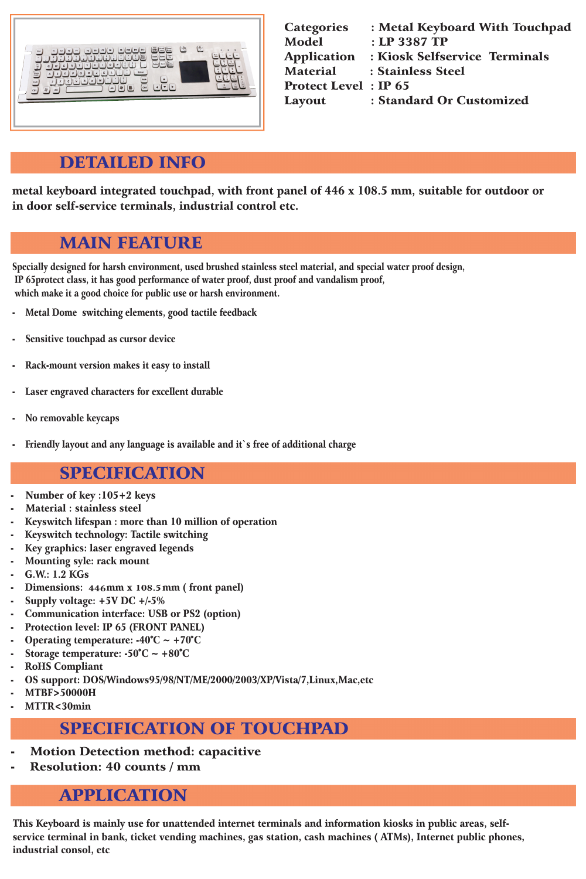| | |
|---|---|
| **Categories** | **: Metal Keyboard With Touchpad** |
| **Model** | **: LP 3387 TP** |
| **Application** | **: Kiosk Selfservice Terminals** |
| **Material** | **: Stainless Steel** |
| **Protect Level** | **: IP 65** |
| **Layout** | **: Standard Or Customized** |

## DETAILED INFO

**metal keyboard integrated touchpad, with front panel of 446 x 108.5 mm, suitable for outdoor or in door self-service terminals, industrial control etc.**

## MAIN FEATURE

**Specially designed for harsh environment, used brushed stainless steel material, and special water proof design, IP 65protect class, it has good performance of water proof, dust proof and vandalism proof, which make it a good choice for public use or harsh environment.**

- **Metal Dome switching elements, good tactile feedback**
- **Sensitive touchpad as cursor device**
- **Rack-mount version makes it easy to install**
- **Laser engraved characters for excellent durable**
- **No removable keycaps**
- **Friendly layout and any language is available and it`s free of additional charge**

## SPECIFICATION

- **Number of key :105+2 keys**
- **Material : stainless steel**
- **Keyswitch lifespan : more than 10 million of operation**
- **Keyswitch technology: Tactile switching**
- **Key graphics: laser engraved legends**
- **Mounting syle: rack mount**
- **G.W.: 1.2 KGs**
- **Dimensions: 446mm x 108.5mm ( front panel)**
- **Supply voltage: +5V DC +/-5%**
- **Communication interface: USB or PS2 (option)**
- **Protection level: IP 65 (FRONT PANEL)**
- **Operating temperature: -40°C ~ +70°C**
- **Storage temperature: -50°C ~ +80°C**
- **RoHS Compliant**
- **OS support: DOS/Windows95/98/NT/ME/2000/2003/XP/Vista/7,Linux,Mac,etc**
- **MTBF>50000H**
- **MTTR<30min**

## SPECIFICATION OF TOUCHPAD

- **Motion Detection method: capacitive**
- **Resolution: 40 counts / mm**

## APPLICATION

**This Keyboard is mainly use for unattended internet terminals and information kiosks in public areas, self-service terminal in bank, ticket vending machines, gas station, cash machines ( ATMs), Internet public phones, industrial consol, etc**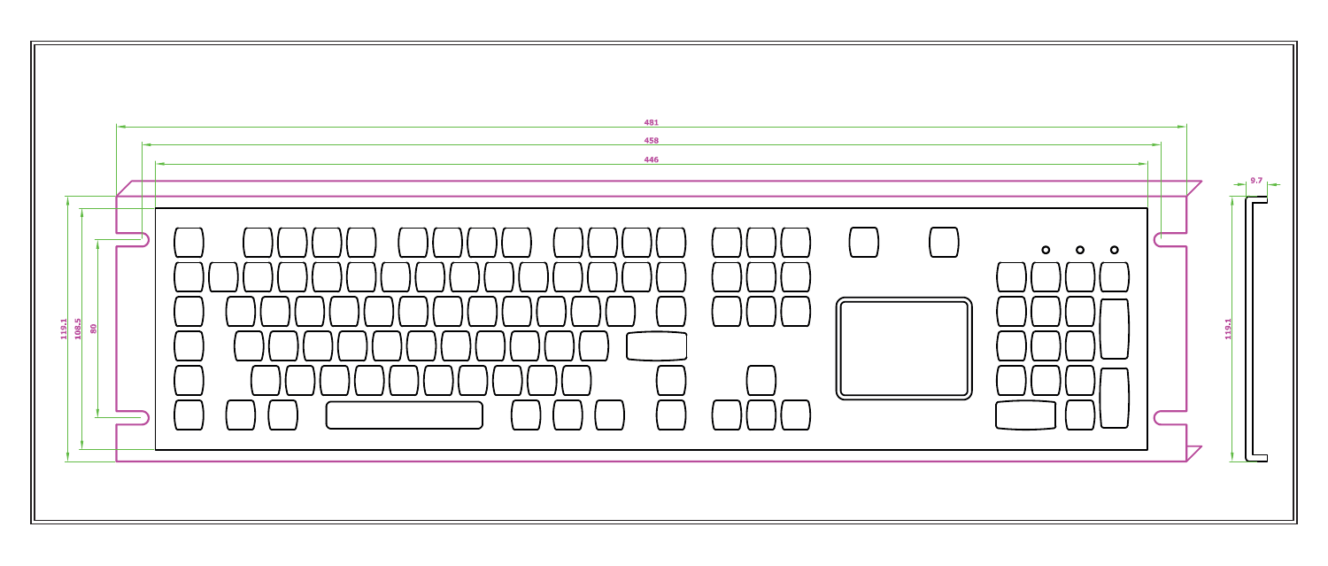481

458

446

119.1

108.5

80

9.7

119.1